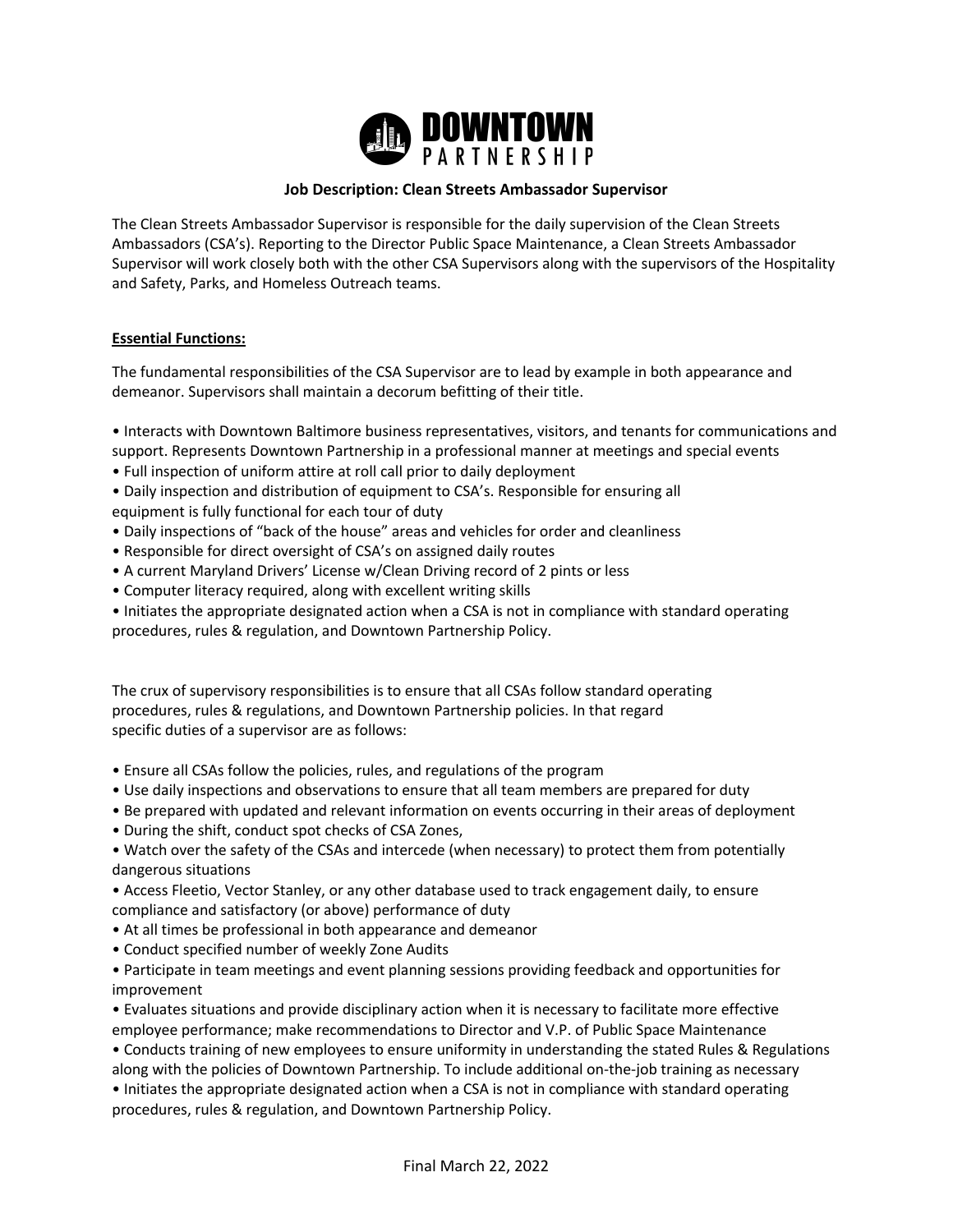# DOWNTOWN PARTNERSHIP

## Job Description: Clean Streets Ambassador Supervisor

The Clean Streets Ambassador Supervisor is responsible for the daily supervision of the Clean Streets Ambassadors (CSA's). Reporting to the Director Public Space Maintenance, a Clean Streets Ambassador Supervisor will work closely both with the other CSA Supervisors along with the supervisors of the Hospitality and Safety, Parks, and Homeless Outreach teams.

**Essential Functions:**

The fundamental responsibilities of the CSA Supervisor are to lead by example in both appearance and demeanor. Supervisors shall maintain a decorum befitting of their title.

- Interacts with Downtown Baltimore business representatives, visitors, and tenants for communications and support. Represents Downtown Partnership in a professional manner at meetings and special events
- Full inspection of uniform attire at roll call prior to daily deployment
- Daily inspection and distribution of equipment to CSA's. Responsible for ensuring all equipment is fully functional for each tour of duty
- Daily inspections of "back of the house" areas and vehicles for order and cleanliness
- Responsible for direct oversight of CSA's on assigned daily routes
- A current Maryland Drivers' License w/Clean Driving record of 2 pints or less
- Computer literacy required, along with excellent writing skills
- Initiates the appropriate designated action when a CSA is not in compliance with standard operating procedures, rules & regulation, and Downtown Partnership Policy.

The crux of supervisory responsibilities is to ensure that all CSAs follow standard operating procedures, rules & regulations, and Downtown Partnership policies. In that regard specific duties of a supervisor are as follows:

- Ensure all CSAs follow the policies, rules, and regulations of the program
- Use daily inspections and observations to ensure that all team members are prepared for duty
- Be prepared with updated and relevant information on events occurring in their areas of deployment
- During the shift, conduct spot checks of CSA Zones,
- Watch over the safety of the CSAs and intercede (when necessary) to protect them from potentially dangerous situations
- Access Fleetio, Vector Stanley, or any other database used to track engagement daily, to ensure compliance and satisfactory (or above) performance of duty
- At all times be professional in both appearance and demeanor
- Conduct specified number of weekly Zone Audits
- Participate in team meetings and event planning sessions providing feedback and opportunities for improvement
- Evaluates situations and provide disciplinary action when it is necessary to facilitate more effective employee performance; make recommendations to Director and V.P. of Public Space Maintenance
- Conducts training of new employees to ensure uniformity in understanding the stated Rules & Regulations along with the policies of Downtown Partnership. To include additional on-the-job training as necessary
- Initiates the appropriate designated action when a CSA is not in compliance with standard operating procedures, rules & regulation, and Downtown Partnership Policy.

Final March 22, 2022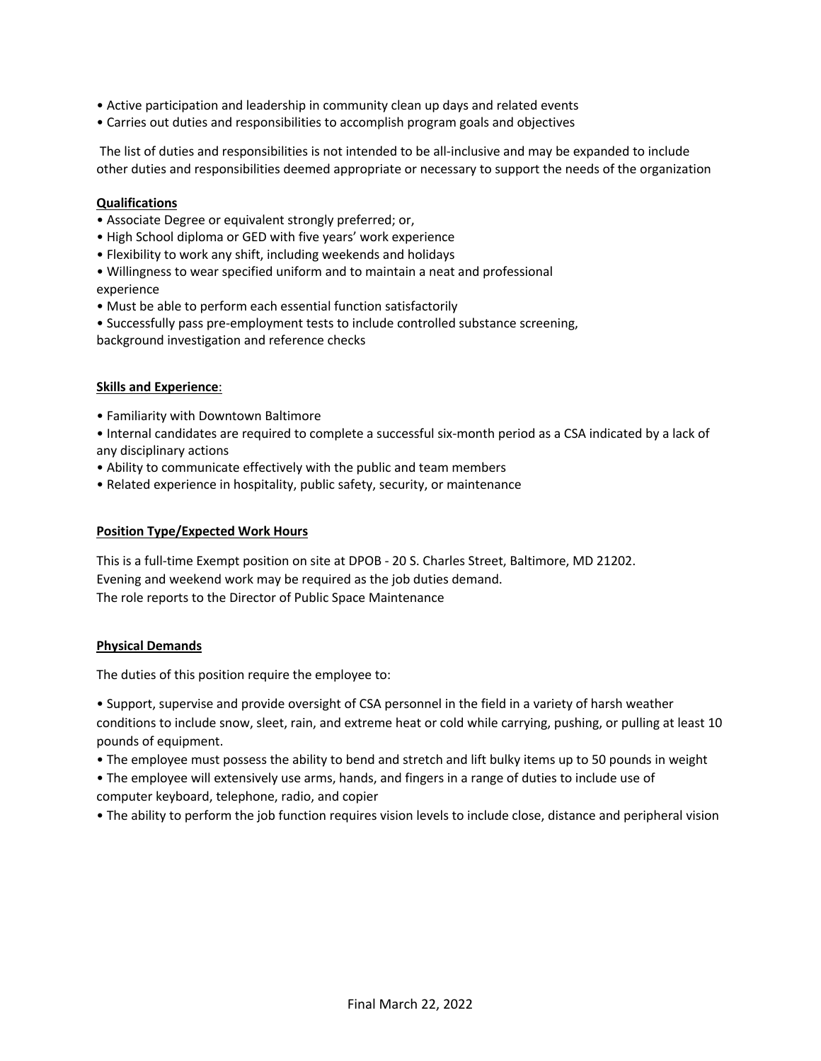- Active participation and leadership in community clean up days and related events
- Carries out duties and responsibilities to accomplish program goals and objectives

The list of duties and responsibilities is not intended to be all-inclusive and may be expanded to include other duties and responsibilities deemed appropriate or necessary to support the needs of the organization

**Qualifications**

- Associate Degree or equivalent strongly preferred; or,
- High School diploma or GED with five years' work experience
- Flexibility to work any shift, including weekends and holidays
- Willingness to wear specified uniform and to maintain a neat and professional experience
- Must be able to perform each essential function satisfactorily
- Successfully pass pre-employment tests to include controlled substance screening, background investigation and reference checks

**Skills and Experience**:

- Familiarity with Downtown Baltimore
- Internal candidates are required to complete a successful six-month period as a CSA indicated by a lack of any disciplinary actions
- Ability to communicate effectively with the public and team members
- Related experience in hospitality, public safety, security, or maintenance

**Position Type/Expected Work Hours**

This is a full-time Exempt position on site at DPOB - 20 S. Charles Street, Baltimore, MD 21202.
Evening and weekend work may be required as the job duties demand.
The role reports to the Director of Public Space Maintenance

**Physical Demands**

The duties of this position require the employee to:

- Support, supervise and provide oversight of CSA personnel in the field in a variety of harsh weather conditions to include snow, sleet, rain, and extreme heat or cold while carrying, pushing, or pulling at least 10 pounds of equipment.
- The employee must possess the ability to bend and stretch and lift bulky items up to 50 pounds in weight
- The employee will extensively use arms, hands, and fingers in a range of duties to include use of computer keyboard, telephone, radio, and copier
- The ability to perform the job function requires vision levels to include close, distance and peripheral vision

Final March 22, 2022